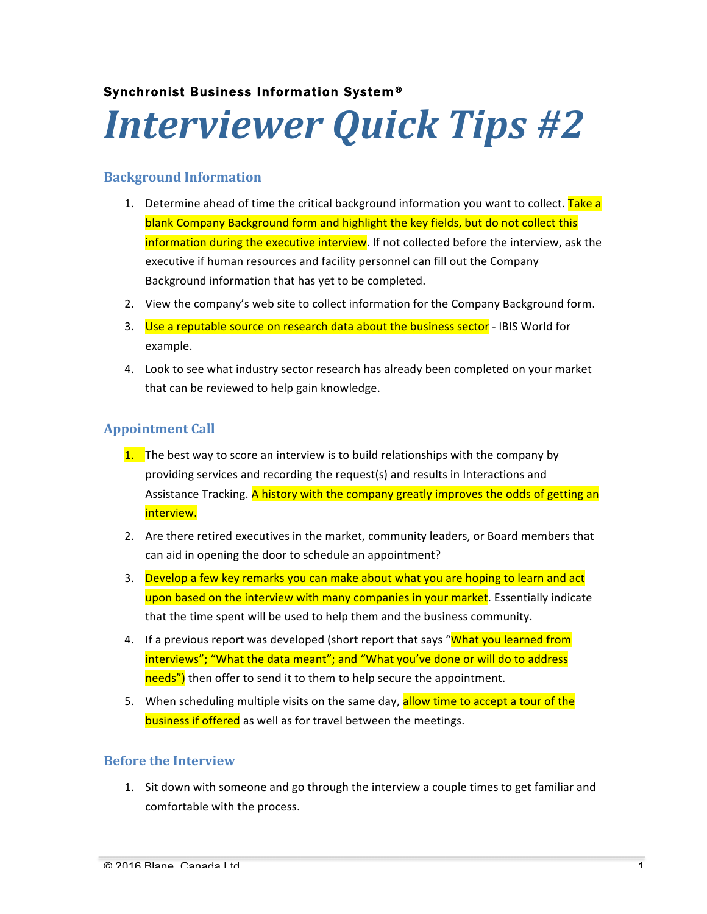**Synchronist Business Information System®**

# *Interviewer Quick Tips #2*

## Background Information

1. Determine ahead of time the critical background information you want to collect. Take a blank Company Background form and highlight the key fields, but do not collect this information during the executive interview. If not collected before the interview, ask the executive if human resources and facility personnel can fill out the Company Background information that has yet to be completed.
2. View the company's web site to collect information for the Company Background form.
3. Use a reputable source on research data about the business sector - IBIS World for example.
4. Look to see what industry sector research has already been completed on your market that can be reviewed to help gain knowledge.

## Appointment Call

1. The best way to score an interview is to build relationships with the company by providing services and recording the request(s) and results in Interactions and Assistance Tracking. A history with the company greatly improves the odds of getting an interview.
2. Are there retired executives in the market, community leaders, or Board members that can aid in opening the door to schedule an appointment?
3. Develop a few key remarks you can make about what you are hoping to learn and act upon based on the interview with many companies in your market. Essentially indicate that the time spent will be used to help them and the business community.
4. If a previous report was developed (short report that says "What you learned from interviews"; "What the data meant"; and "What you've done or will do to address needs") then offer to send it to them to help secure the appointment.
5. When scheduling multiple visits on the same day, allow time to accept a tour of the business if offered as well as for travel between the meetings.

## Before the Interview

1. Sit down with someone and go through the interview a couple times to get familiar and comfortable with the process.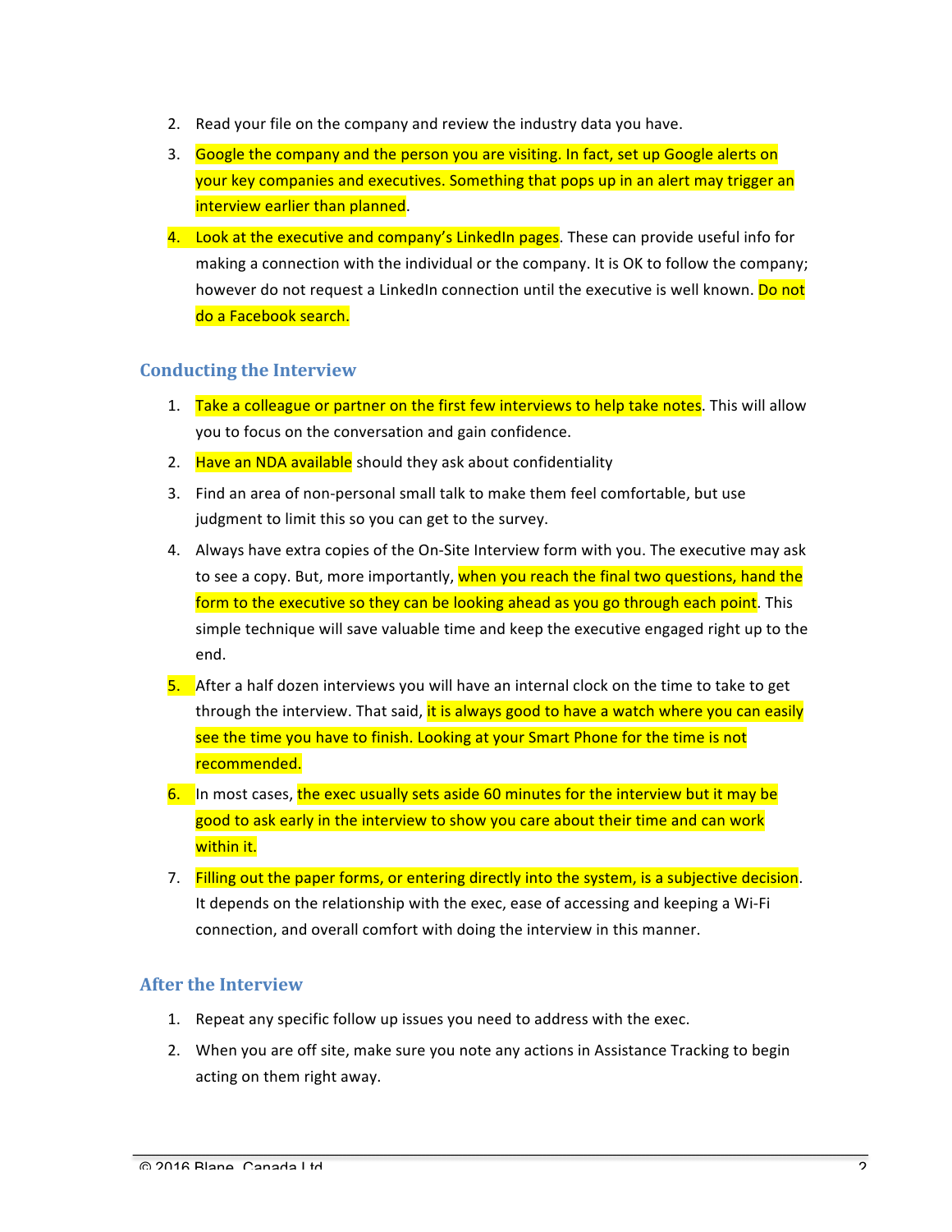2. Read your file on the company and review the industry data you have.
3. Google the company and the person you are visiting. In fact, set up Google alerts on your key companies and executives. Something that pops up in an alert may trigger an interview earlier than planned.
4. Look at the executive and company's LinkedIn pages. These can provide useful info for making a connection with the individual or the company. It is OK to follow the company; however do not request a LinkedIn connection until the executive is well known. Do not do a Facebook search.

## Conducting the Interview

1. Take a colleague or partner on the first few interviews to help take notes. This will allow you to focus on the conversation and gain confidence.
2. Have an NDA available should they ask about confidentiality
3. Find an area of non-personal small talk to make them feel comfortable, but use judgment to limit this so you can get to the survey.
4. Always have extra copies of the On-Site Interview form with you. The executive may ask to see a copy. But, more importantly, when you reach the final two questions, hand the form to the executive so they can be looking ahead as you go through each point. This simple technique will save valuable time and keep the executive engaged right up to the end.
5. After a half dozen interviews you will have an internal clock on the time to take to get through the interview. That said, it is always good to have a watch where you can easily see the time you have to finish. Looking at your Smart Phone for the time is not recommended.
6. In most cases, the exec usually sets aside 60 minutes for the interview but it may be good to ask early in the interview to show you care about their time and can work within it.
7. Filling out the paper forms, or entering directly into the system, is a subjective decision. It depends on the relationship with the exec, ease of accessing and keeping a Wi-Fi connection, and overall comfort with doing the interview in this manner.

## After the Interview

1. Repeat any specific follow up issues you need to address with the exec.
2. When you are off site, make sure you note any actions in Assistance Tracking to begin acting on them right away.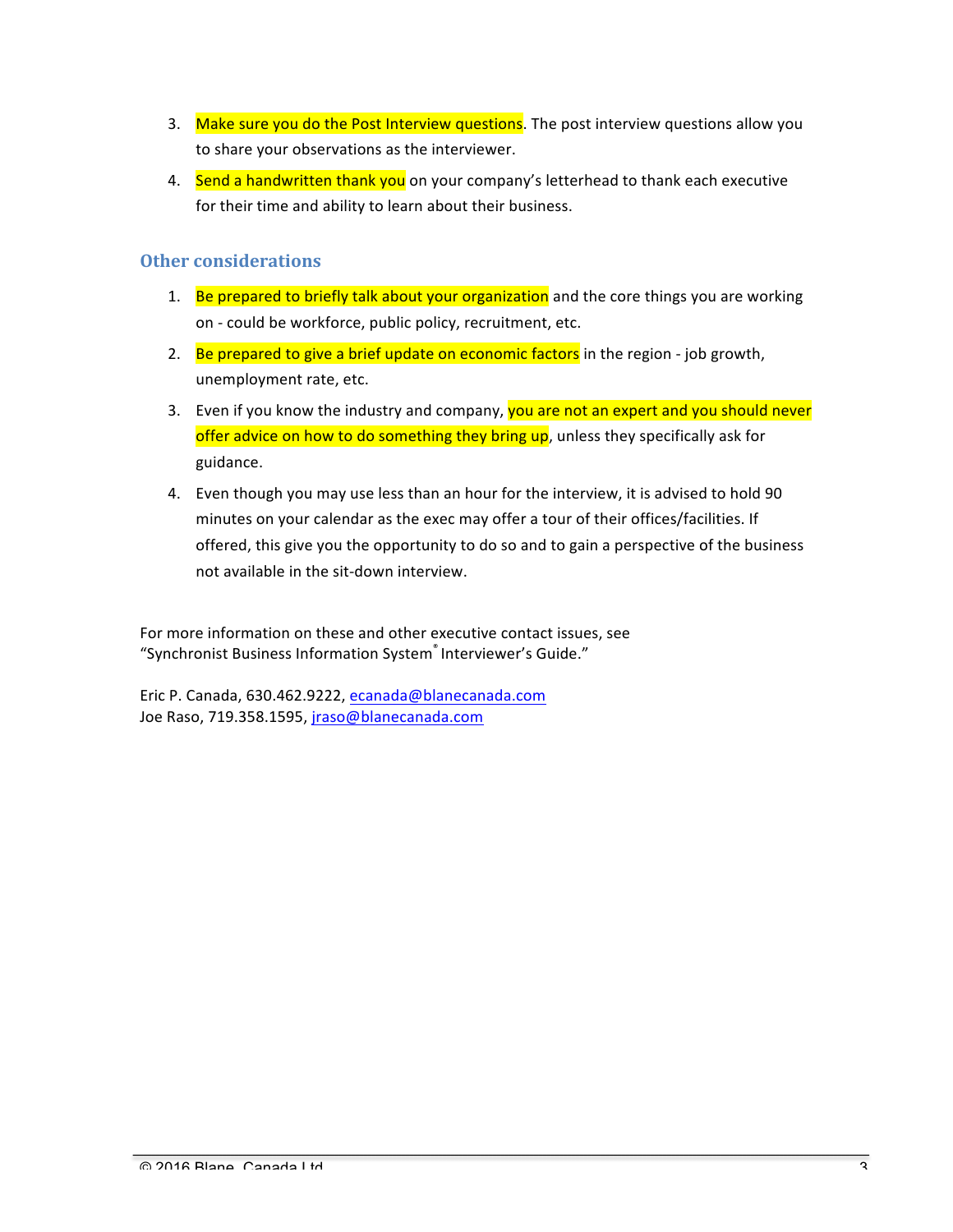3. Make sure you do the Post Interview questions. The post interview questions allow you to share your observations as the interviewer.
4. Send a handwritten thank you on your company's letterhead to thank each executive for their time and ability to learn about their business.

## Other considerations

1. Be prepared to briefly talk about your organization and the core things you are working on - could be workforce, public policy, recruitment, etc.
2. Be prepared to give a brief update on economic factors in the region - job growth, unemployment rate, etc.
3. Even if you know the industry and company, you are not an expert and you should never offer advice on how to do something they bring up, unless they specifically ask for guidance.
4. Even though you may use less than an hour for the interview, it is advised to hold 90 minutes on your calendar as the exec may offer a tour of their offices/facilities. If offered, this give you the opportunity to do so and to gain a perspective of the business not available in the sit-down interview.

For more information on these and other executive contact issues, see "Synchronist Business Information System® Interviewer's Guide."

Eric P. Canada, 630.462.9222, ecanada@blanecanada.com
Joe Raso, 719.358.1595, jraso@blanecanada.com